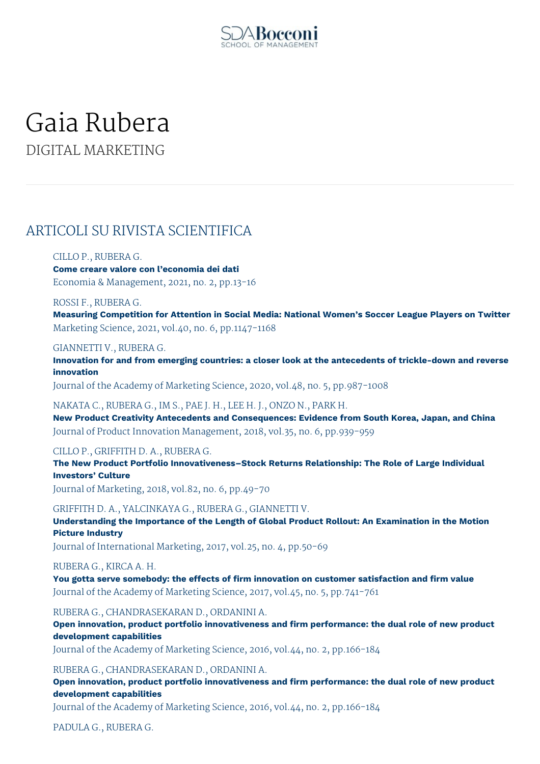# Gaia Rubera

DIGITAL MARKETING

## ARTICOLI SU RIVISTA SCIENTIFICA

CILLO P., RUBERA G.
**Come creare valore con l'economia dei dati**
Economia & Management, 2021, no. 2, pp.13-16

ROSSI F., RUBERA G.
**Measuring Competition for Attention in Social Media: National Women's Soccer League Players on Twitter**
Marketing Science, 2021, vol.40, no. 6, pp.1147-1168

GIANNETTI V., RUBERA G.
**Innovation for and from emerging countries: a closer look at the antecedents of trickle-down and reverse innovation**
Journal of the Academy of Marketing Science, 2020, vol.48, no. 5, pp.987-1008

NAKATA C., RUBERA G., IM S., PAE J. H., LEE H. J., ONZO N., PARK H.
**New Product Creativity Antecedents and Consequences: Evidence from South Korea, Japan, and China**
Journal of Product Innovation Management, 2018, vol.35, no. 6, pp.939-959

CILLO P., GRIFFITH D. A., RUBERA G.
**The New Product Portfolio Innovativeness–Stock Returns Relationship: The Role of Large Individual Investors' Culture**
Journal of Marketing, 2018, vol.82, no. 6, pp.49-70

GRIFFITH D. A., YALCINKAYA G., RUBERA G., GIANNETTI V.
**Understanding the Importance of the Length of Global Product Rollout: An Examination in the Motion Picture Industry**
Journal of International Marketing, 2017, vol.25, no. 4, pp.50-69

RUBERA G., KIRCA A. H.
**You gotta serve somebody: the effects of firm innovation on customer satisfaction and firm value**
Journal of the Academy of Marketing Science, 2017, vol.45, no. 5, pp.741-761

RUBERA G., CHANDRASEKARAN D., ORDANINI A.
**Open innovation, product portfolio innovativeness and firm performance: the dual role of new product development capabilities**
Journal of the Academy of Marketing Science, 2016, vol.44, no. 2, pp.166-184

RUBERA G., CHANDRASEKARAN D., ORDANINI A.
**Open innovation, product portfolio innovativeness and firm performance: the dual role of new product development capabilities**
Journal of the Academy of Marketing Science, 2016, vol.44, no. 2, pp.166-184

PADULA G., RUBERA G.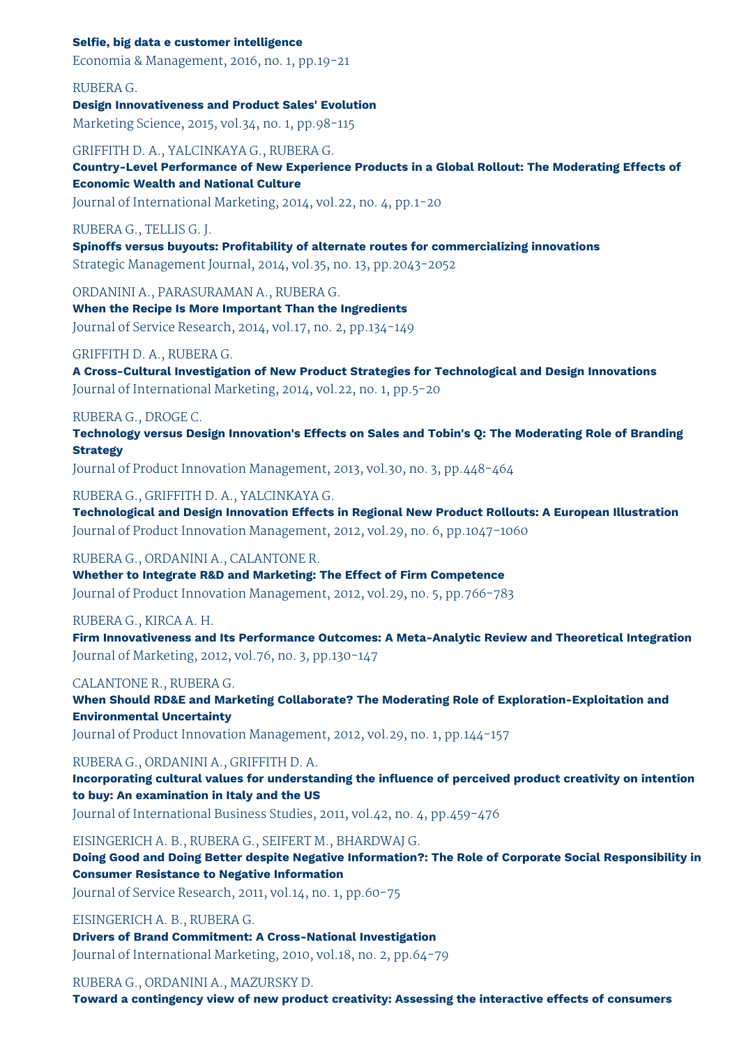**Selfie, big data e customer intelligence**
Economia & Management, 2016, no. 1, pp.19-21

RUBERA G.
**Design Innovativeness and Product Sales' Evolution**
Marketing Science, 2015, vol.34, no. 1, pp.98-115

GRIFFITH D. A., YALCINKAYA G., RUBERA G.
**Country-Level Performance of New Experience Products in a Global Rollout: The Moderating Effects of Economic Wealth and National Culture**
Journal of International Marketing, 2014, vol.22, no. 4, pp.1-20

RUBERA G., TELLIS G. J.
**Spinoffs versus buyouts: Profitability of alternate routes for commercializing innovations**
Strategic Management Journal, 2014, vol.35, no. 13, pp.2043-2052

ORDANINI A., PARASURAMAN A., RUBERA G.
**When the Recipe Is More Important Than the Ingredients**
Journal of Service Research, 2014, vol.17, no. 2, pp.134-149

GRIFFITH D. A., RUBERA G.
**A Cross-Cultural Investigation of New Product Strategies for Technological and Design Innovations**
Journal of International Marketing, 2014, vol.22, no. 1, pp.5-20

RUBERA G., DROGE C.
**Technology versus Design Innovation's Effects on Sales and Tobin's Q: The Moderating Role of Branding Strategy**
Journal of Product Innovation Management, 2013, vol.30, no. 3, pp.448-464

RUBERA G., GRIFFITH D. A., YALCINKAYA G.
**Technological and Design Innovation Effects in Regional New Product Rollouts: A European Illustration**
Journal of Product Innovation Management, 2012, vol.29, no. 6, pp.1047-1060

RUBERA G., ORDANINI A., CALANTONE R.
**Whether to Integrate R&D and Marketing: The Effect of Firm Competence**
Journal of Product Innovation Management, 2012, vol.29, no. 5, pp.766-783

RUBERA G., KIRCA A. H.
**Firm Innovativeness and Its Performance Outcomes: A Meta-Analytic Review and Theoretical Integration**
Journal of Marketing, 2012, vol.76, no. 3, pp.130-147

CALANTONE R., RUBERA G.
**When Should RD&E and Marketing Collaborate? The Moderating Role of Exploration-Exploitation and Environmental Uncertainty**
Journal of Product Innovation Management, 2012, vol.29, no. 1, pp.144-157

RUBERA G., ORDANINI A., GRIFFITH D. A.
**Incorporating cultural values for understanding the influence of perceived product creativity on intention to buy: An examination in Italy and the US**
Journal of International Business Studies, 2011, vol.42, no. 4, pp.459-476

EISINGERICH A. B., RUBERA G., SEIFERT M., BHARDWAJ G.
**Doing Good and Doing Better despite Negative Information?: The Role of Corporate Social Responsibility in Consumer Resistance to Negative Information**
Journal of Service Research, 2011, vol.14, no. 1, pp.60-75

EISINGERICH A. B., RUBERA G.
**Drivers of Brand Commitment: A Cross-National Investigation**
Journal of International Marketing, 2010, vol.18, no. 2, pp.64-79

RUBERA G., ORDANINI A., MAZURSKY D.
**Toward a contingency view of new product creativity: Assessing the interactive effects of consumers**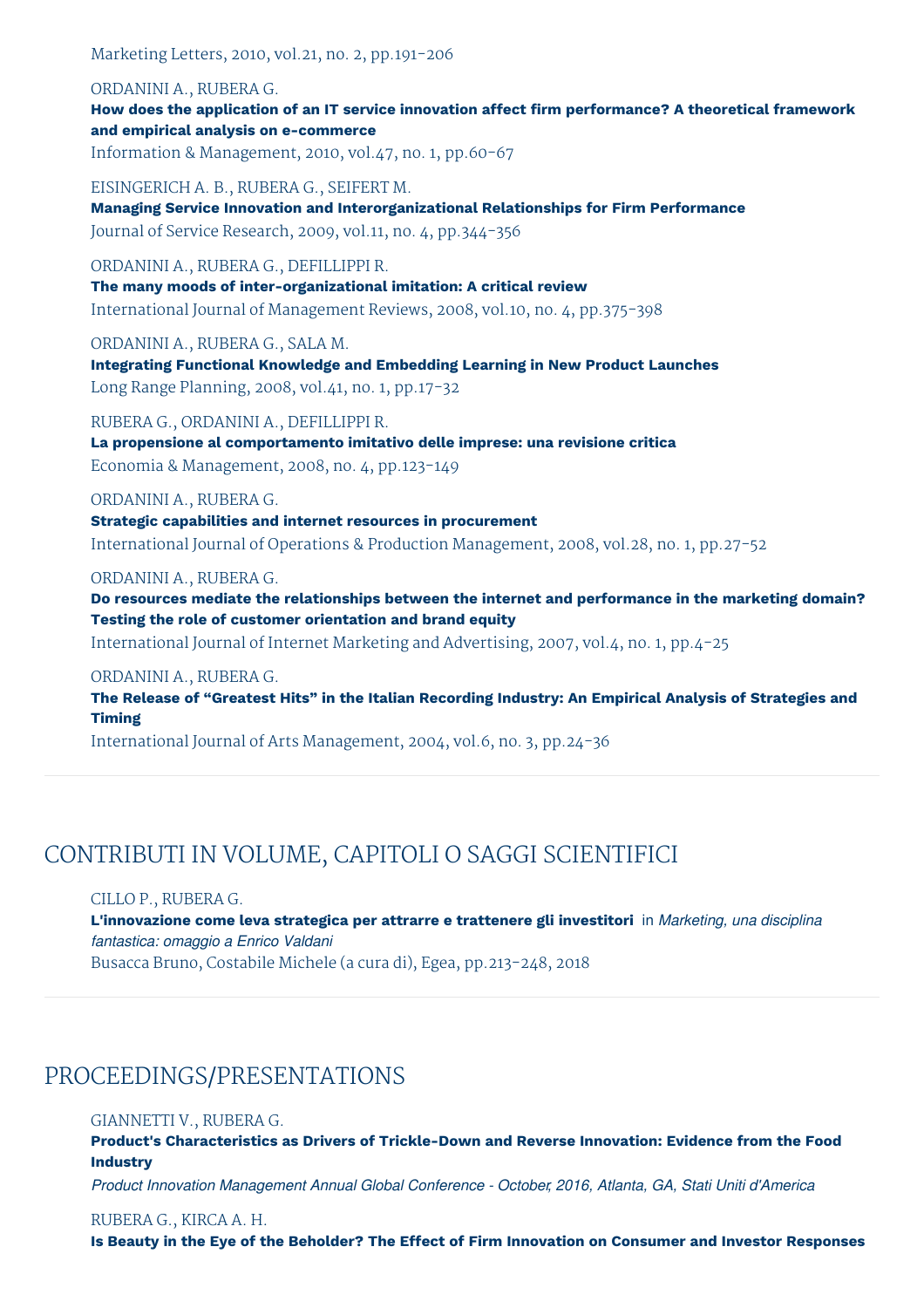Marketing Letters, 2010, vol.21, no. 2, pp.191-206

ORDANINI A., RUBERA G.
**How does the application of an IT service innovation affect firm performance? A theoretical framework and empirical analysis on e-commerce**
Information & Management, 2010, vol.47, no. 1, pp.60-67

EISINGERICH A. B., RUBERA G., SEIFERT M.
**Managing Service Innovation and Interorganizational Relationships for Firm Performance**
Journal of Service Research, 2009, vol.11, no. 4, pp.344-356

ORDANINI A., RUBERA G., DEFILLIPPI R.
**The many moods of inter-organizational imitation: A critical review**
International Journal of Management Reviews, 2008, vol.10, no. 4, pp.375-398

ORDANINI A., RUBERA G., SALA M.
**Integrating Functional Knowledge and Embedding Learning in New Product Launches**
Long Range Planning, 2008, vol.41, no. 1, pp.17-32

RUBERA G., ORDANINI A., DEFILLIPPI R.
**La propensione al comportamento imitativo delle imprese: una revisione critica**
Economia & Management, 2008, no. 4, pp.123-149

ORDANINI A., RUBERA G.
**Strategic capabilities and internet resources in procurement**
International Journal of Operations & Production Management, 2008, vol.28, no. 1, pp.27-52

ORDANINI A., RUBERA G.
**Do resources mediate the relationships between the internet and performance in the marketing domain? Testing the role of customer orientation and brand equity**
International Journal of Internet Marketing and Advertising, 2007, vol.4, no. 1, pp.4-25

ORDANINI A., RUBERA G.
**The Release of "Greatest Hits" in the Italian Recording Industry: An Empirical Analysis of Strategies and Timing**
International Journal of Arts Management, 2004, vol.6, no. 3, pp.24-36

## CONTRIBUTI IN VOLUME, CAPITOLI O SAGGI SCIENTIFICI

CILLO P., RUBERA G.
**L'innovazione come leva strategica per attrarre e trattenere gli investitori** in *Marketing, una disciplina fantastica: omaggio a Enrico Valdani*
Busacca Bruno, Costabile Michele (a cura di), Egea, pp.213-248, 2018

## PROCEEDINGS/PRESENTATIONS

GIANNETTI V., RUBERA G.
**Product's Characteristics as Drivers of Trickle-Down and Reverse Innovation: Evidence from the Food Industry**
*Product Innovation Management Annual Global Conference - October, 2016, Atlanta, GA, Stati Uniti d'America*

RUBERA G., KIRCA A. H.
**Is Beauty in the Eye of the Beholder? The Effect of Firm Innovation on Consumer and Investor Responses**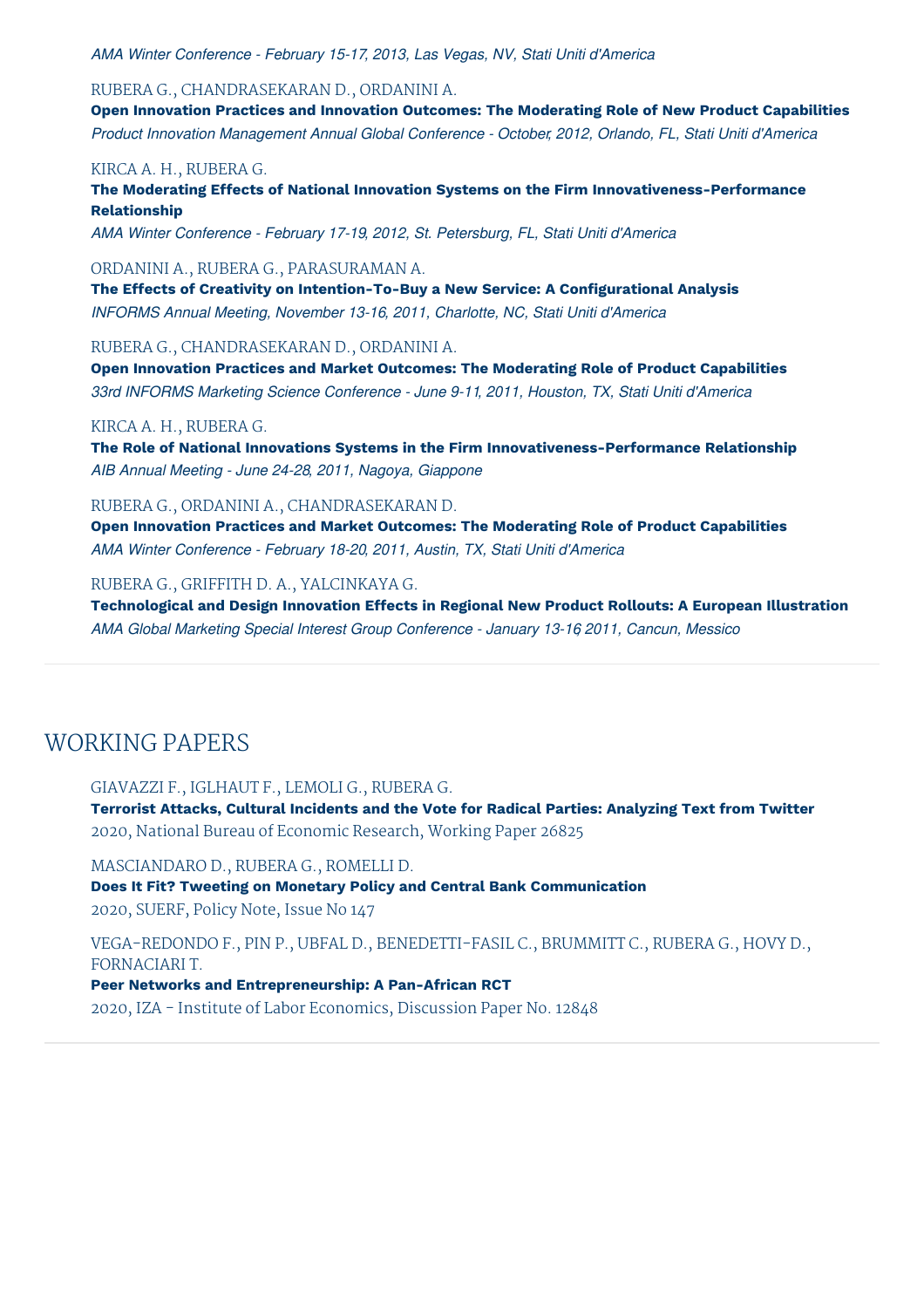*AMA Winter Conference - February 15-17, 2013, Las Vegas, NV, Stati Uniti d'America*

RUBERA G., CHANDRASEKARAN D., ORDANINI A.
**Open Innovation Practices and Innovation Outcomes: The Moderating Role of New Product Capabilities**
*Product Innovation Management Annual Global Conference - October, 2012, Orlando, FL, Stati Uniti d'America*

KIRCA A. H., RUBERA G.
**The Moderating Effects of National Innovation Systems on the Firm Innovativeness-Performance Relationship**
*AMA Winter Conference - February 17-19, 2012, St. Petersburg, FL, Stati Uniti d'America*

ORDANINI A., RUBERA G., PARASURAMAN A.
**The Effects of Creativity on Intention-To-Buy a New Service: A Configurational Analysis**
*INFORMS Annual Meeting, November 13-16, 2011, Charlotte, NC, Stati Uniti d'America*

RUBERA G., CHANDRASEKARAN D., ORDANINI A.
**Open Innovation Practices and Market Outcomes: The Moderating Role of Product Capabilities**
*33rd INFORMS Marketing Science Conference - June 9-11, 2011, Houston, TX, Stati Uniti d'America*

KIRCA A. H., RUBERA G.
**The Role of National Innovations Systems in the Firm Innovativeness-Performance Relationship**
*AIB Annual Meeting - June 24-28, 2011, Nagoya, Giappone*

RUBERA G., ORDANINI A., CHANDRASEKARAN D.
**Open Innovation Practices and Market Outcomes: The Moderating Role of Product Capabilities**
*AMA Winter Conference - February 18-20, 2011, Austin, TX, Stati Uniti d'America*

RUBERA G., GRIFFITH D. A., YALCINKAYA G.
**Technological and Design Innovation Effects in Regional New Product Rollouts: A European Illustration**
*AMA Global Marketing Special Interest Group Conference - January 13-16, 2011, Cancun, Messico*

## WORKING PAPERS

GIAVAZZI F., IGLHAUT F., LEMOLI G., RUBERA G.
**Terrorist Attacks, Cultural Incidents and the Vote for Radical Parties: Analyzing Text from Twitter**
2020, National Bureau of Economic Research, Working Paper 26825

MASCIANDARO D., RUBERA G., ROMELLI D.
**Does It Fit? Tweeting on Monetary Policy and Central Bank Communication**
2020, SUERF, Policy Note, Issue No 147

VEGA-REDONDO F., PIN P., UBFAL D., BENEDETTI-FASIL C., BRUMMITT C., RUBERA G., HOVY D., FORNACIARI T.
**Peer Networks and Entrepreneurship: A Pan-African RCT**
2020, IZA - Institute of Labor Economics, Discussion Paper No. 12848